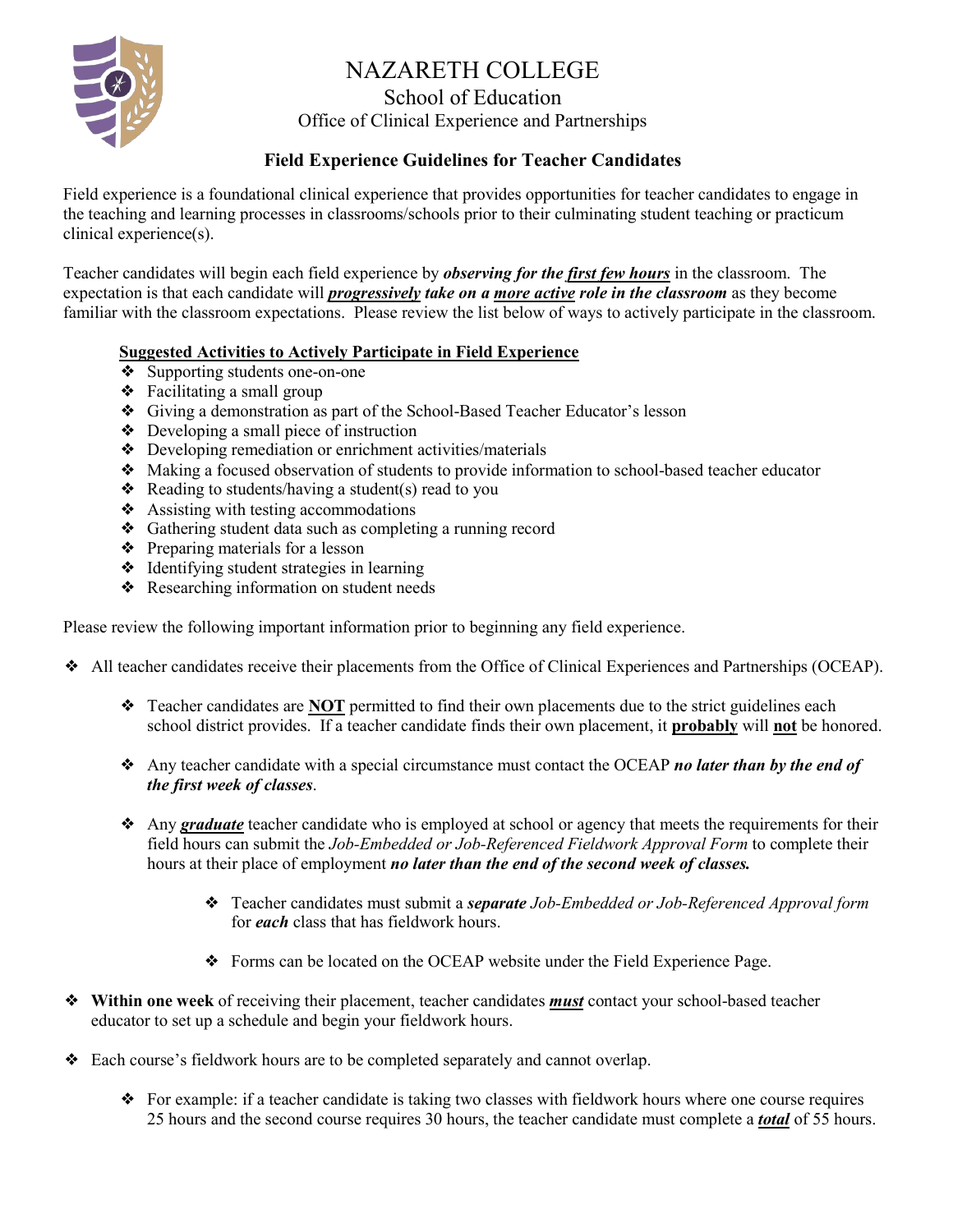# NAZARETH COLLEGE

## School of Education

### Office of Clinical Experience and Partnerships

**Field Experience Guidelines for Teacher Candidates**

Field experience is a foundational clinical experience that provides opportunities for teacher candidates to engage in the teaching and learning processes in classrooms/schools prior to their culminating student teaching or practicum clinical experience(s).

Teacher candidates will begin each field experience by ***observing for the first few hours*** in the classroom. The expectation is that each candidate will ***progressively take on a more active role in the classroom*** as they become familiar with the classroom expectations. Please review the list below of ways to actively participate in the classroom.

**Suggested Activities to Actively Participate in Field Experience**

- Supporting students one-on-one
- Facilitating a small group
- Giving a demonstration as part of the School-Based Teacher Educator's lesson
- Developing a small piece of instruction
- Developing remediation or enrichment activities/materials
- Making a focused observation of students to provide information to school-based teacher educator
- Reading to students/having a student(s) read to you
- Assisting with testing accommodations
- Gathering student data such as completing a running record
- Preparing materials for a lesson
- Identifying student strategies in learning
- Researching information on student needs

Please review the following important information prior to beginning any field experience.

- All teacher candidates receive their placements from the Office of Clinical Experiences and Partnerships (OCEAP).
  - Teacher candidates are **NOT** permitted to find their own placements due to the strict guidelines each school district provides. If a teacher candidate finds their own placement, it **probably** will **not** be honored.
  - Any teacher candidate with a special circumstance must contact the OCEAP ***no later than by the end of the first week of classes***.
  - Any ***graduate*** teacher candidate who is employed at school or agency that meets the requirements for their field hours can submit the *Job-Embedded or Job-Referenced Fieldwork Approval Form* to complete their hours at their place of employment ***no later than the end of the second week of classes.***
    - Teacher candidates must submit a ***separate*** *Job-Embedded or Job-Referenced Approval form* for ***each*** class that has fieldwork hours.
    - Forms can be located on the OCEAP website under the Field Experience Page.
- **Within one week** of receiving their placement, teacher candidates ***must*** contact your school-based teacher educator to set up a schedule and begin your fieldwork hours.
- Each course's fieldwork hours are to be completed separately and cannot overlap.
  - For example: if a teacher candidate is taking two classes with fieldwork hours where one course requires 25 hours and the second course requires 30 hours, the teacher candidate must complete a ***total*** of 55 hours.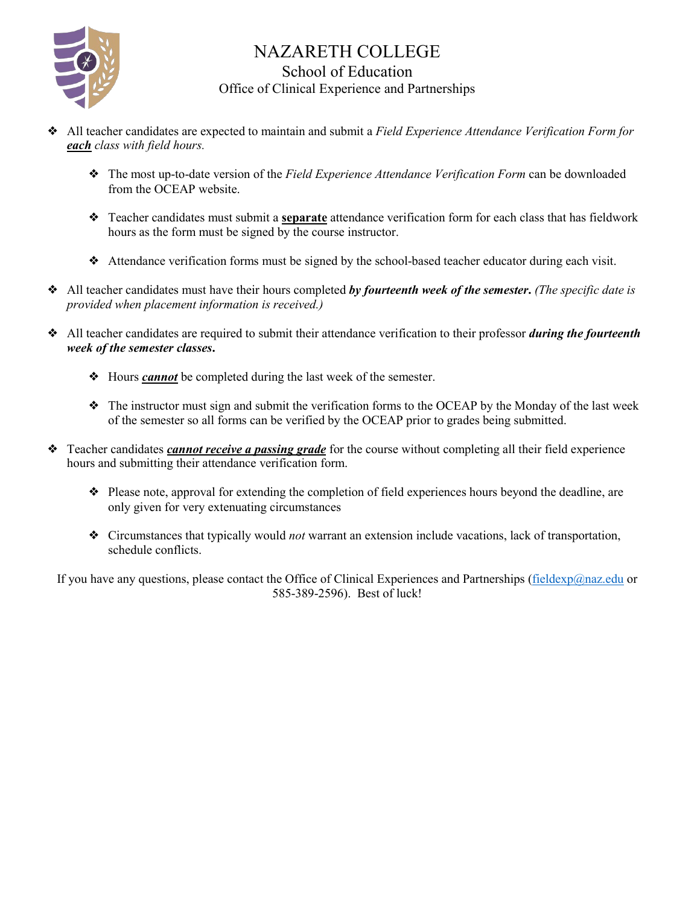# NAZARETH COLLEGE

## School of Education

### Office of Clinical Experience and Partnerships

- All teacher candidates are expected to maintain and submit a *Field Experience Attendance Verification Form for **each** class with field hours.*
  - The most up-to-date version of the *Field Experience Attendance Verification Form* can be downloaded from the OCEAP website.
  - Teacher candidates must submit a **separate** attendance verification form for each class that has fieldwork hours as the form must be signed by the course instructor.
  - Attendance verification forms must be signed by the school-based teacher educator during each visit.
- All teacher candidates must have their hours completed ***by fourteenth week of the semester***. *(The specific date is provided when placement information is received.)*
- All teacher candidates are required to submit their attendance verification to their professor ***during the fourteenth week of the semester classes*.**
  - Hours ***cannot*** be completed during the last week of the semester.
  - The instructor must sign and submit the verification forms to the OCEAP by the Monday of the last week of the semester so all forms can be verified by the OCEAP prior to grades being submitted.
- Teacher candidates ***cannot receive a passing grade*** for the course without completing all their field experience hours and submitting their attendance verification form.
  - Please note, approval for extending the completion of field experiences hours beyond the deadline, are only given for very extenuating circumstances
  - Circumstances that typically would *not* warrant an extension include vacations, lack of transportation, schedule conflicts.

If you have any questions, please contact the Office of Clinical Experiences and Partnerships (fieldexp@naz.edu or 585-389-2596). Best of luck!